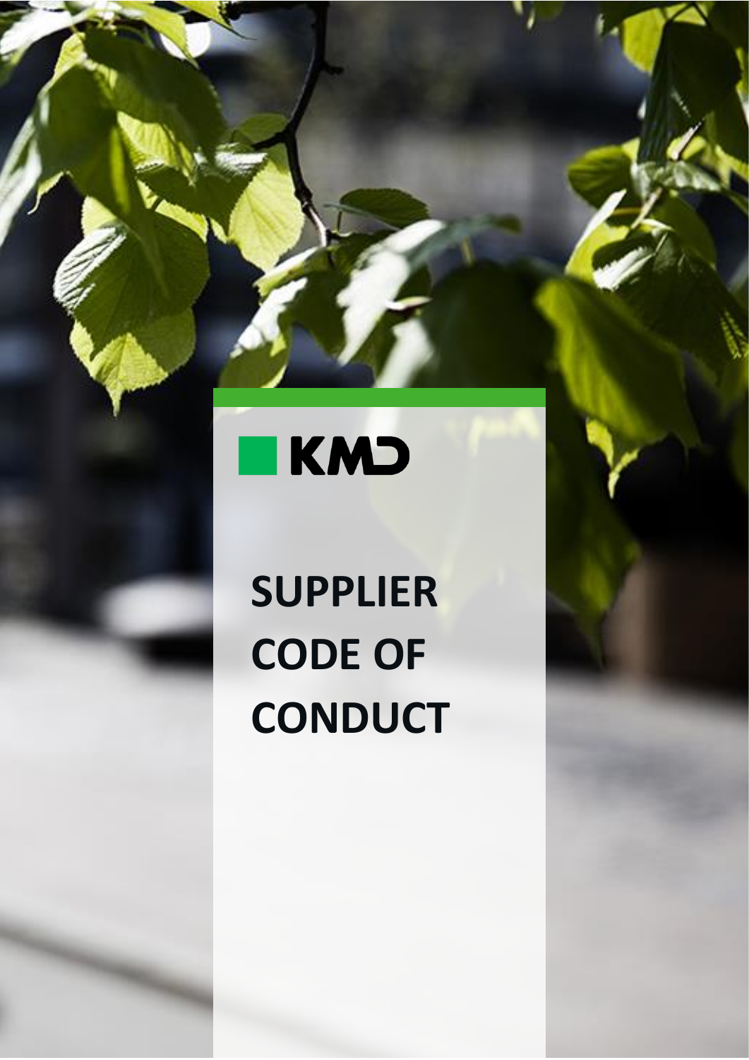KMD

# SUPPLIER CODE OF CONDUCT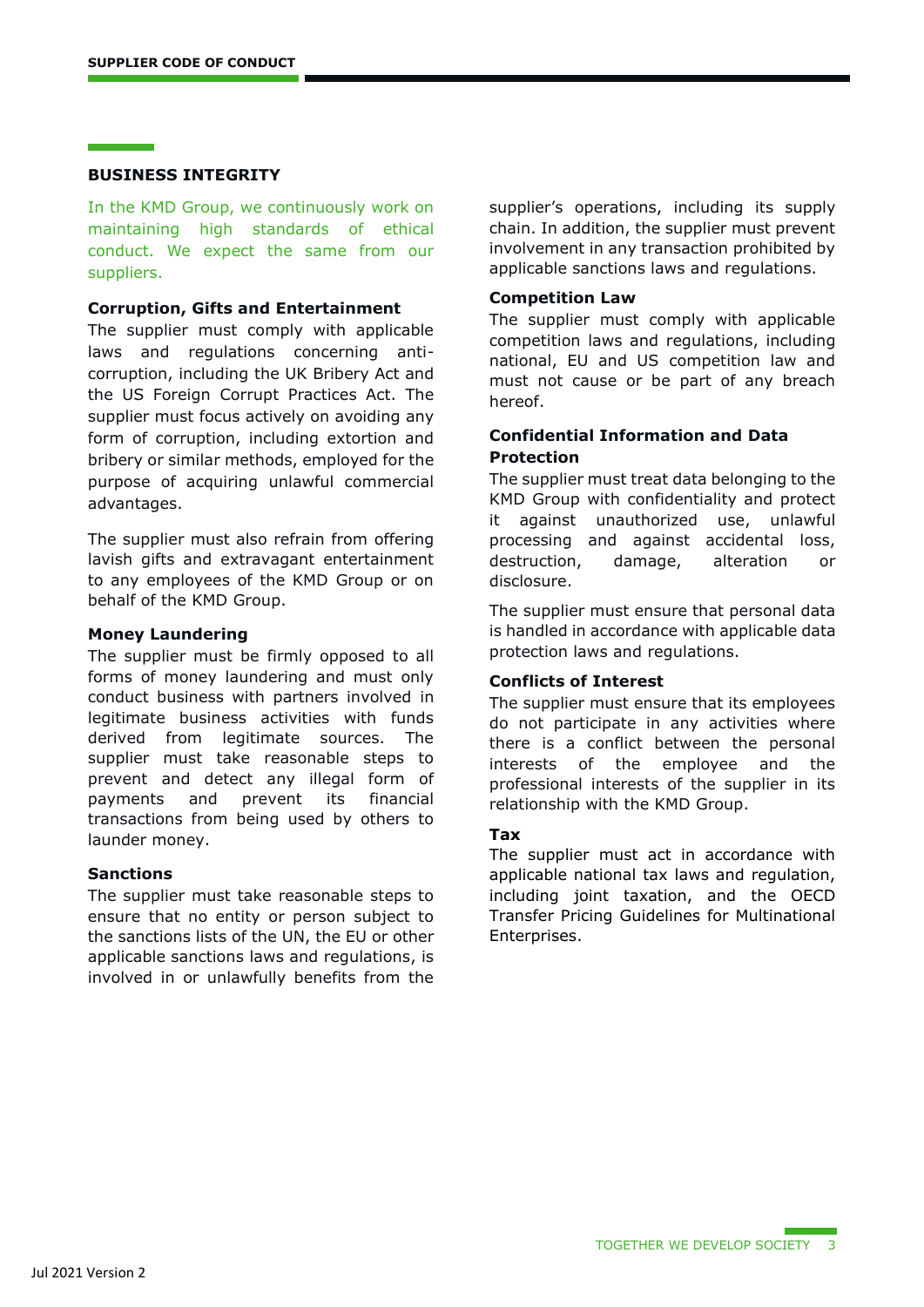## BUSINESS INTEGRITY

In the KMD Group, we continuously work on maintaining high standards of ethical conduct. We expect the same from our suppliers.

### Corruption, Gifts and Entertainment

The supplier must comply with applicable laws and regulations concerning anti-corruption, including the UK Bribery Act and the US Foreign Corrupt Practices Act. The supplier must focus actively on avoiding any form of corruption, including extortion and bribery or similar methods, employed for the purpose of acquiring unlawful commercial advantages.

The supplier must also refrain from offering lavish gifts and extravagant entertainment to any employees of the KMD Group or on behalf of the KMD Group.

### Money Laundering

The supplier must be firmly opposed to all forms of money laundering and must only conduct business with partners involved in legitimate business activities with funds derived from legitimate sources. The supplier must take reasonable steps to prevent and detect any illegal form of payments and prevent its financial transactions from being used by others to launder money.

### Sanctions

The supplier must take reasonable steps to ensure that no entity or person subject to the sanctions lists of the UN, the EU or other applicable sanctions laws and regulations, is involved in or unlawfully benefits from the supplier's operations, including its supply chain. In addition, the supplier must prevent involvement in any transaction prohibited by applicable sanctions laws and regulations.

### Competition Law

The supplier must comply with applicable competition laws and regulations, including national, EU and US competition law and must not cause or be part of any breach hereof.

### Confidential Information and Data Protection

The supplier must treat data belonging to the KMD Group with confidentiality and protect it against unauthorized use, unlawful processing and against accidental loss, destruction, damage, alteration or disclosure.

The supplier must ensure that personal data is handled in accordance with applicable data protection laws and regulations.

### Conflicts of Interest

The supplier must ensure that its employees do not participate in any activities where there is a conflict between the personal interests of the employee and the professional interests of the supplier in its relationship with the KMD Group.

### Tax

The supplier must act in accordance with applicable national tax laws and regulation, including joint taxation, and the OECD Transfer Pricing Guidelines for Multinational Enterprises.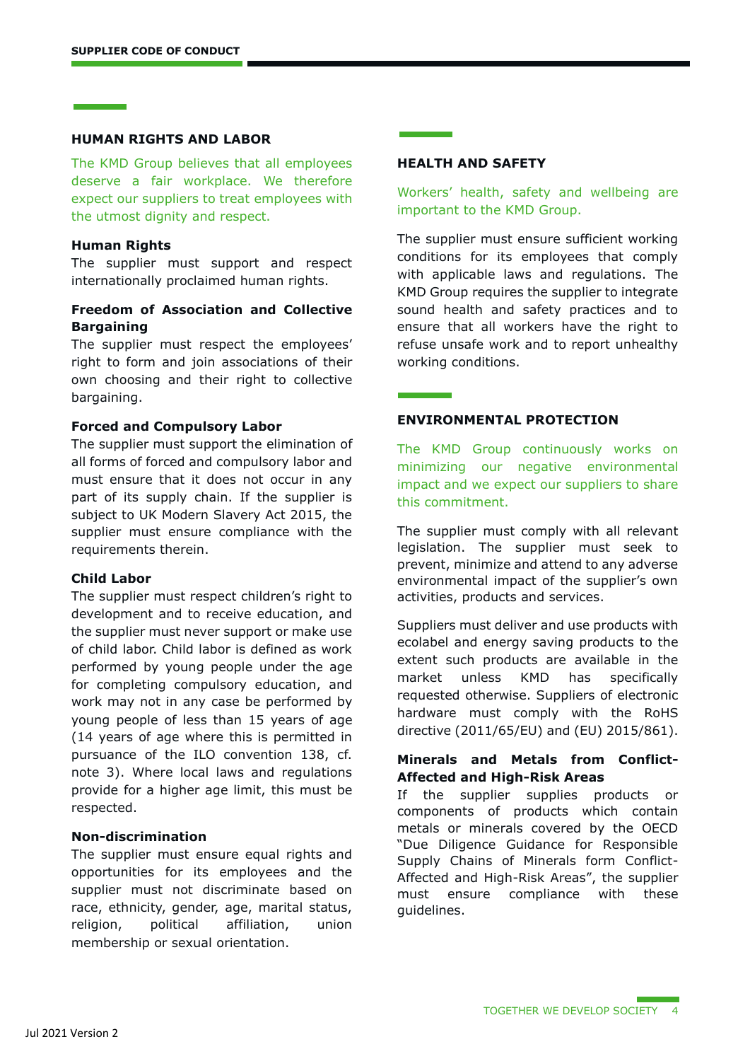## HUMAN RIGHTS AND LABOR

The KMD Group believes that all employees deserve a fair workplace. We therefore expect our suppliers to treat employees with the utmost dignity and respect.

### Human Rights

The supplier must support and respect internationally proclaimed human rights.

### Freedom of Association and Collective Bargaining

The supplier must respect the employees' right to form and join associations of their own choosing and their right to collective bargaining.

### Forced and Compulsory Labor

The supplier must support the elimination of all forms of forced and compulsory labor and must ensure that it does not occur in any part of its supply chain. If the supplier is subject to UK Modern Slavery Act 2015, the supplier must ensure compliance with the requirements therein.

### Child Labor

The supplier must respect children's right to development and to receive education, and the supplier must never support or make use of child labor. Child labor is defined as work performed by young people under the age for completing compulsory education, and work may not in any case be performed by young people of less than 15 years of age (14 years of age where this is permitted in pursuance of the ILO convention 138, cf. note 3). Where local laws and regulations provide for a higher age limit, this must be respected.

### Non-discrimination

The supplier must ensure equal rights and opportunities for its employees and the supplier must not discriminate based on race, ethnicity, gender, age, marital status, religion, political affiliation, union membership or sexual orientation.

## HEALTH AND SAFETY

Workers' health, safety and wellbeing are important to the KMD Group.

The supplier must ensure sufficient working conditions for its employees that comply with applicable laws and regulations. The KMD Group requires the supplier to integrate sound health and safety practices and to ensure that all workers have the right to refuse unsafe work and to report unhealthy working conditions.

## ENVIRONMENTAL PROTECTION

The KMD Group continuously works on minimizing our negative environmental impact and we expect our suppliers to share this commitment.

The supplier must comply with all relevant legislation. The supplier must seek to prevent, minimize and attend to any adverse environmental impact of the supplier's own activities, products and services.

Suppliers must deliver and use products with ecolabel and energy saving products to the extent such products are available in the market unless KMD has specifically requested otherwise. Suppliers of electronic hardware must comply with the RoHS directive (2011/65/EU) and (EU) 2015/861).

### Minerals and Metals from Conflict-Affected and High-Risk Areas

If the supplier supplies products or components of products which contain metals or minerals covered by the OECD "Due Diligence Guidance for Responsible Supply Chains of Minerals form Conflict-Affected and High-Risk Areas", the supplier must ensure compliance with these guidelines.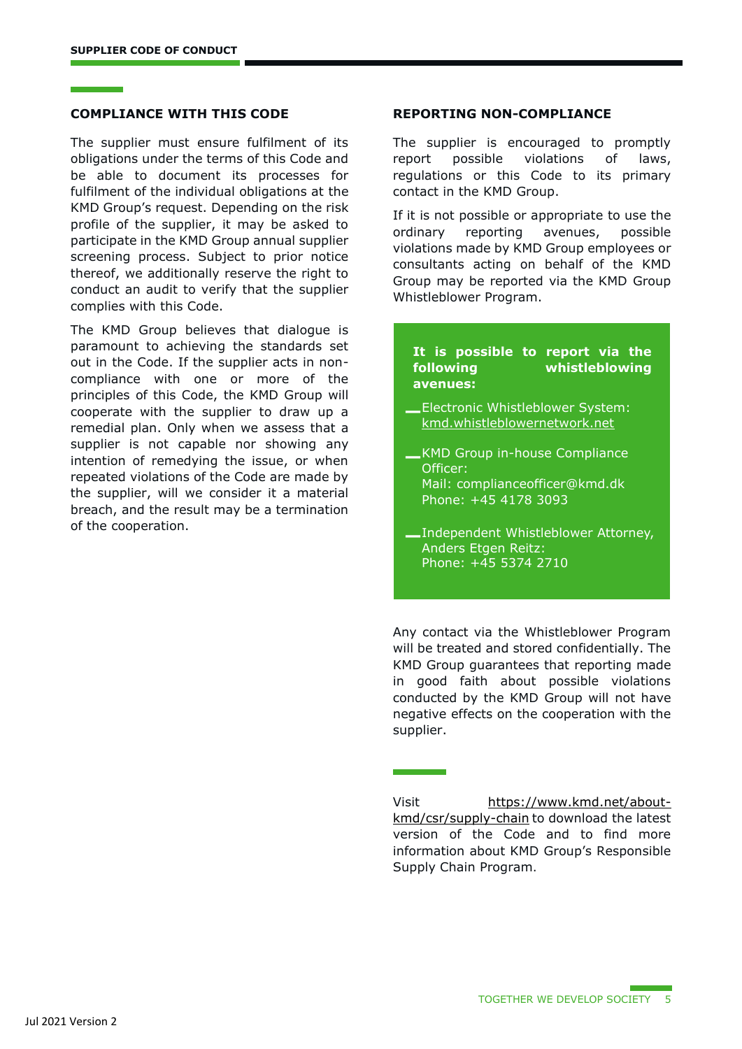## COMPLIANCE WITH THIS CODE

The supplier must ensure fulfilment of its obligations under the terms of this Code and be able to document its processes for fulfilment of the individual obligations at the KMD Group's request. Depending on the risk profile of the supplier, it may be asked to participate in the KMD Group annual supplier screening process. Subject to prior notice thereof, we additionally reserve the right to conduct an audit to verify that the supplier complies with this Code.

The KMD Group believes that dialogue is paramount to achieving the standards set out in the Code. If the supplier acts in non-compliance with one or more of the principles of this Code, the KMD Group will cooperate with the supplier to draw up a remedial plan. Only when we assess that a supplier is not capable nor showing any intention of remedying the issue, or when repeated violations of the Code are made by the supplier, will we consider it a material breach, and the result may be a termination of the cooperation.

## REPORTING NON-COMPLIANCE

The supplier is encouraged to promptly report possible violations of laws, regulations or this Code to its primary contact in the KMD Group.

If it is not possible or appropriate to use the ordinary reporting avenues, possible violations made by KMD Group employees or consultants acting on behalf of the KMD Group may be reported via the KMD Group Whistleblower Program.

**It is possible to report via the following whistleblowing avenues:**

- Electronic Whistleblower System: kmd.whistleblowernetwork.net
- KMD Group in-house Compliance Officer:
  Mail: complianceofficer@kmd.dk
  Phone: +45 4178 3093
- Independent Whistleblower Attorney, Anders Etgen Reitz:
  Phone: +45 5374 2710

Any contact via the Whistleblower Program will be treated and stored confidentially. The KMD Group guarantees that reporting made in good faith about possible violations conducted by the KMD Group will not have negative effects on the cooperation with the supplier.

Visit https://www.kmd.net/about-kmd/csr/supply-chain to download the latest version of the Code and to find more information about KMD Group's Responsible Supply Chain Program.

Jul 2021 Version 2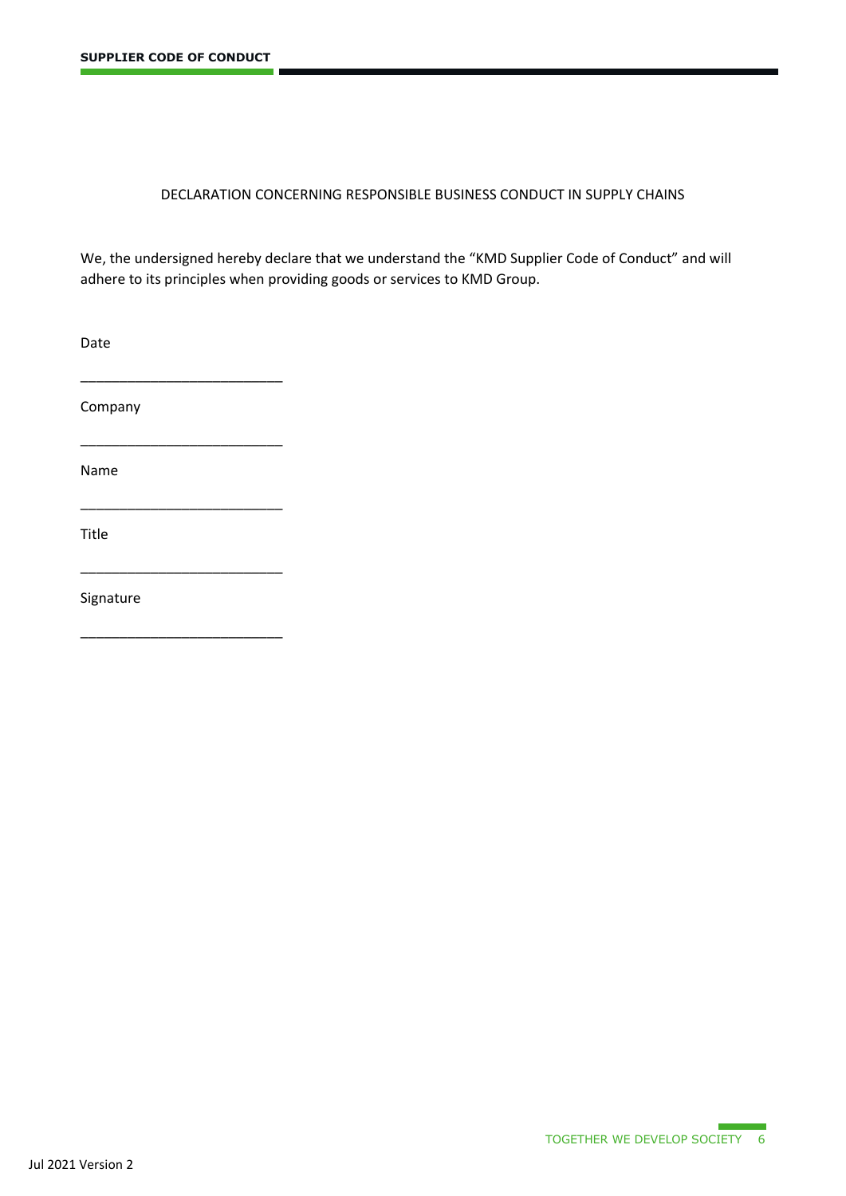DECLARATION CONCERNING RESPONSIBLE BUSINESS CONDUCT IN SUPPLY CHAINS

We, the undersigned hereby declare that we understand the "KMD Supplier Code of Conduct" and will adhere to its principles when providing goods or services to KMD Group.

Date

\_\_\_\_\_\_\_\_\_\_\_\_\_\_\_\_\_\_\_\_\_\_\_\_\_\_\_

Company

\_\_\_\_\_\_\_\_\_\_\_\_\_\_\_\_\_\_\_\_\_\_\_\_\_\_\_

Name

\_\_\_\_\_\_\_\_\_\_\_\_\_\_\_\_\_\_\_\_\_\_\_\_\_\_\_

Title

\_\_\_\_\_\_\_\_\_\_\_\_\_\_\_\_\_\_\_\_\_\_\_\_\_\_\_

Signature

\_\_\_\_\_\_\_\_\_\_\_\_\_\_\_\_\_\_\_\_\_\_\_\_\_\_\_

Jul 2021 Version 2